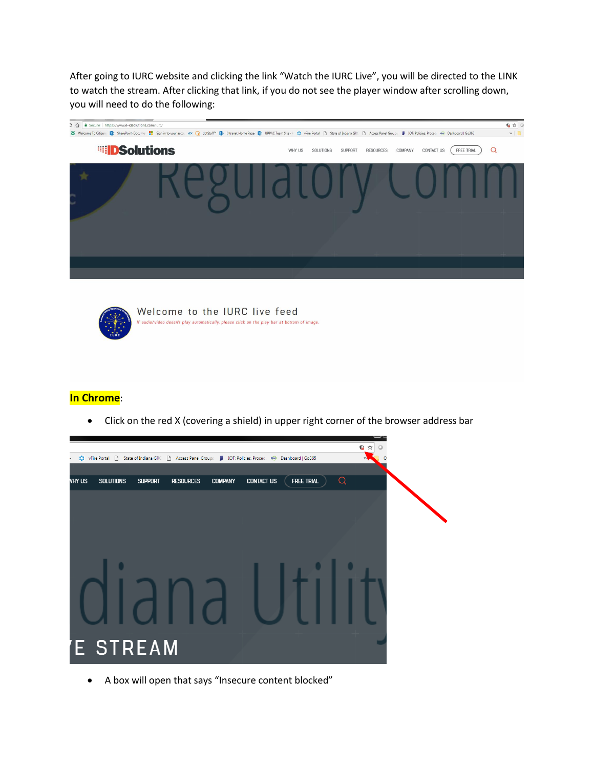After going to IURC website and clicking the link "Watch the IURC Live", you will be directed to the LINK to watch the stream. After clicking that link, if you do not see the player window after scrolling down, you will need to do the following:

**In Chrome**:

- Click on the red X (covering a shield) in upper right corner of the browser address bar

- A box will open that says "Insecure content blocked"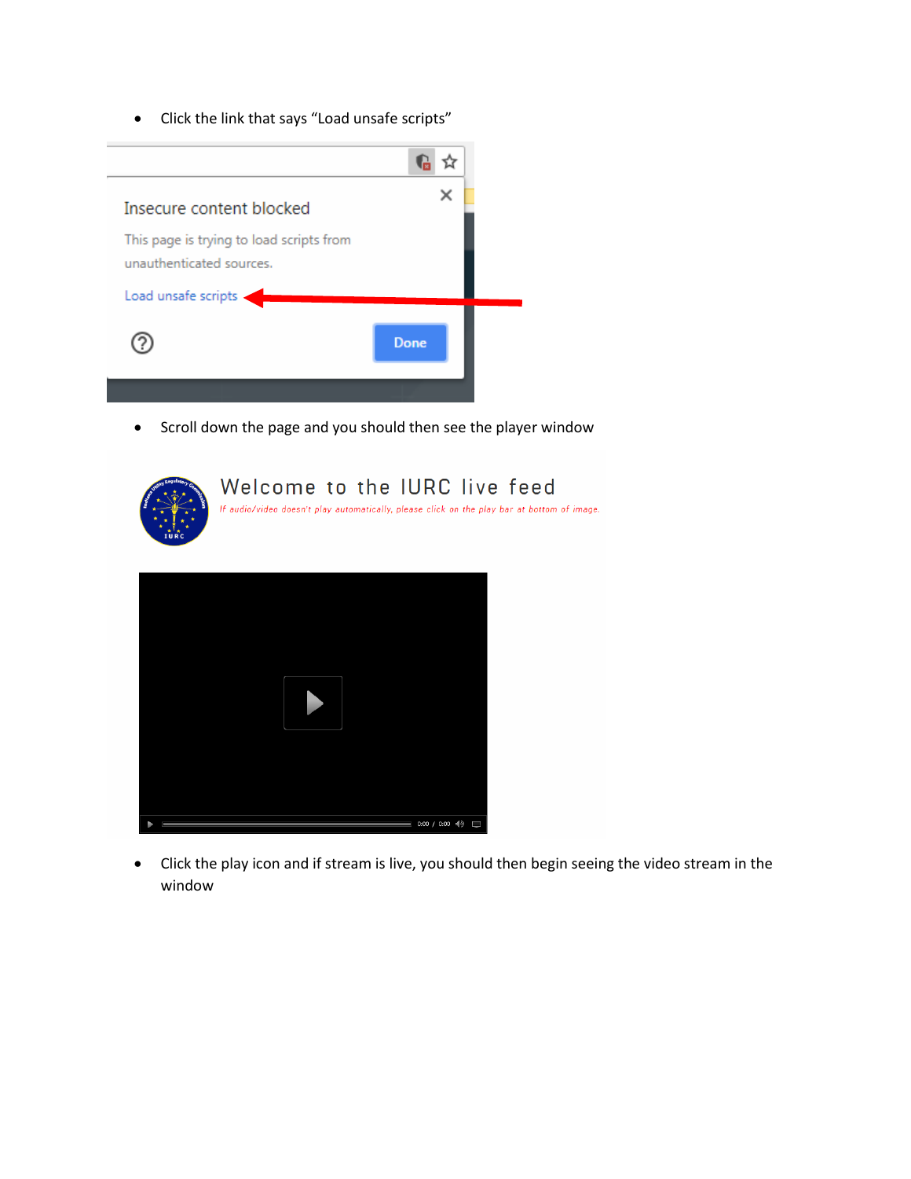- Click the link that says "Load unsafe scripts"

- Scroll down the page and you should then see the player window

- Click the play icon and if stream is live, you should then begin seeing the video stream in the window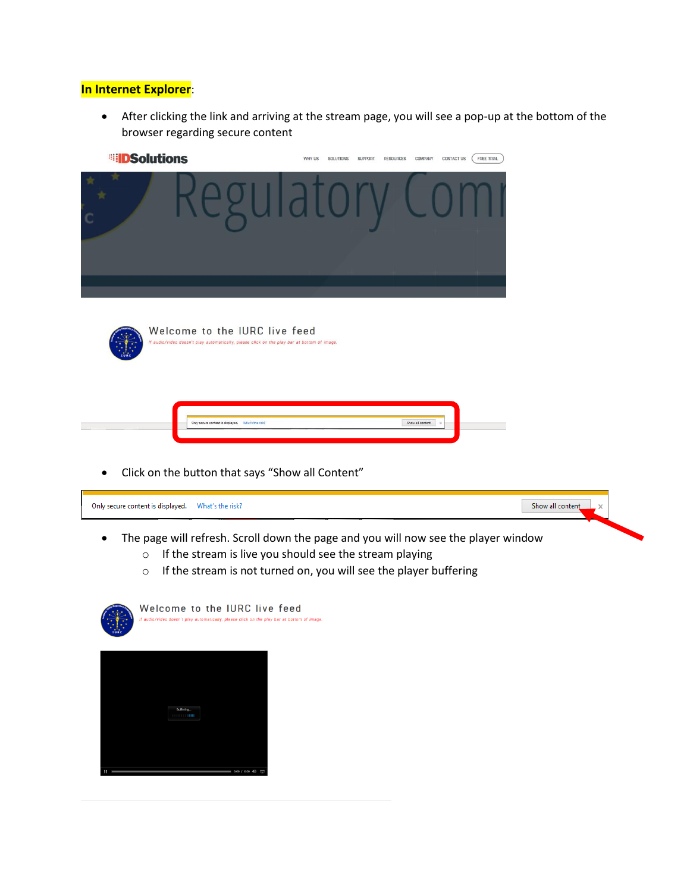**In Internet Explorer**:

- After clicking the link and arriving at the stream page, you will see a pop-up at the bottom of the browser regarding secure content
- Click on the button that says "Show all Content"
- The page will refresh. Scroll down the page and you will now see the player window
  - If the stream is live you should see the stream playing
  - If the stream is not turned on, you will see the player buffering